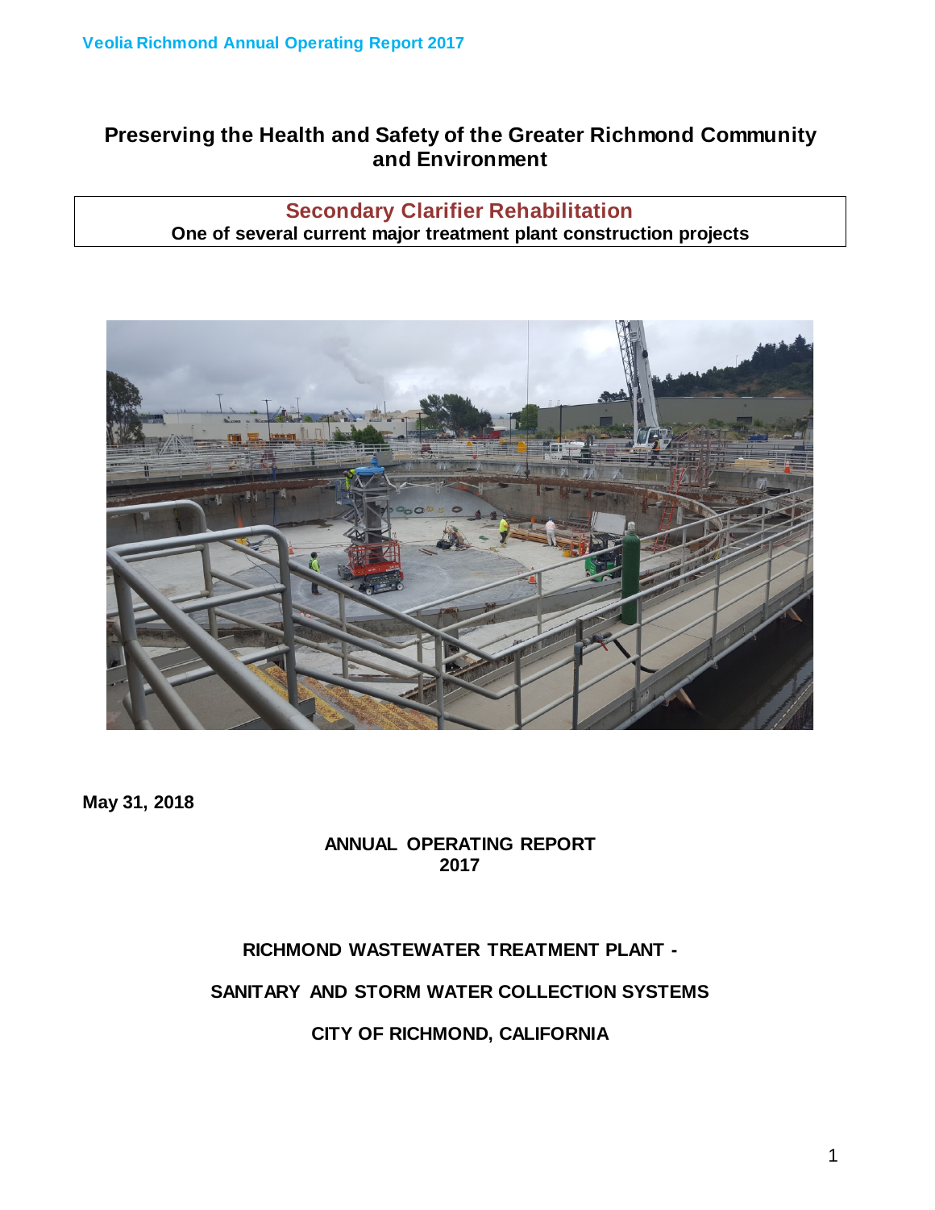# Preserving the Health and Safety of the Greater Richmond Community and Environment

## Secondary Clarifier Rehabilitation

**One of several current major treatment plant construction projects**

**May 31, 2018**

**ANNUAL OPERATING REPORT**
**2017**

**RICHMOND WASTEWATER TREATMENT PLANT -**

**SANITARY AND STORM WATER COLLECTION SYSTEMS**

**CITY OF RICHMOND, CALIFORNIA**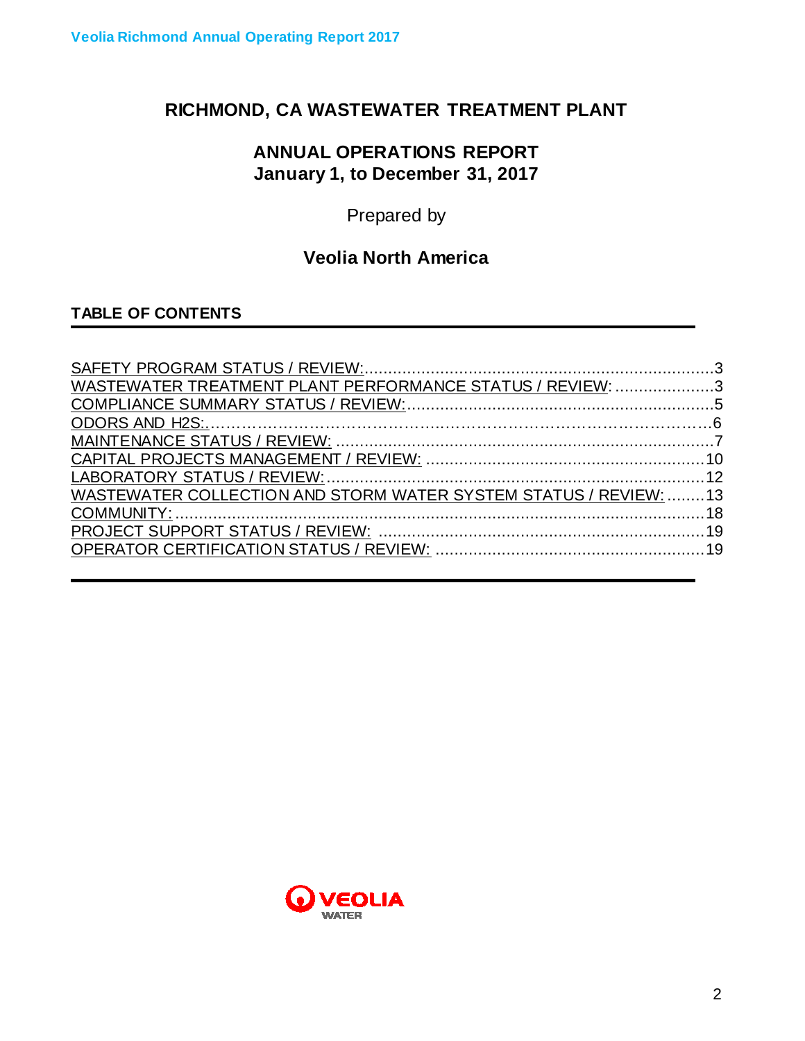# RICHMOND, CA WASTEWATER TREATMENT PLANT

## ANNUAL OPERATIONS REPORT
## January 1, to December 31, 2017

Prepared by

**Veolia North America**

### TABLE OF CONTENTS

SAFETY PROGRAM STATUS / REVIEW:..........3
WASTEWATER TREATMENT PLANT PERFORMANCE STATUS / REVIEW:..........3
COMPLIANCE SUMMARY STATUS / REVIEW:..........5
ODORS AND H2S:..........6
MAINTENANCE STATUS / REVIEW:..........7
CAPITAL PROJECTS MANAGEMENT / REVIEW:..........10
LABORATORY STATUS / REVIEW:..........12
WASTEWATER COLLECTION AND STORM WATER SYSTEM STATUS / REVIEW:..........13
COMMUNITY:..........18
PROJECT SUPPORT STATUS / REVIEW:..........19
OPERATOR CERTIFICATION STATUS / REVIEW:..........19

VEOLIA WATER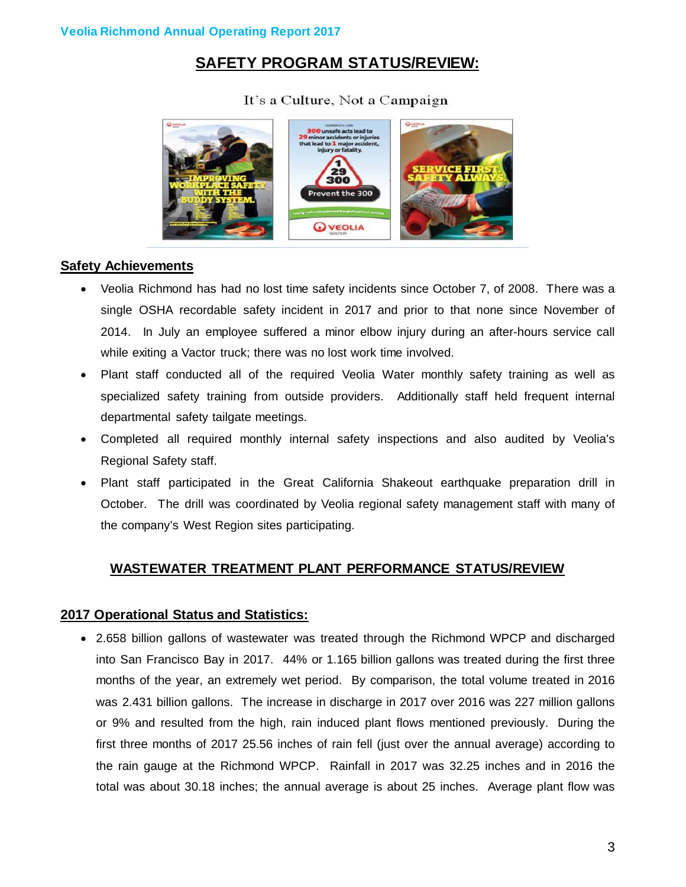## SAFETY PROGRAM STATUS/REVIEW:

It's a Culture, Not a Campaign

### Safety Achievements

- Veolia Richmond has had no lost time safety incidents since October 7, of 2008. There was a single OSHA recordable safety incident in 2017 and prior to that none since November of 2014. In July an employee suffered a minor elbow injury during an after-hours service call while exiting a Vactor truck; there was no lost work time involved.
- Plant staff conducted all of the required Veolia Water monthly safety training as well as specialized safety training from outside providers. Additionally staff held frequent internal departmental safety tailgate meetings.
- Completed all required monthly internal safety inspections and also audited by Veolia's Regional Safety staff.
- Plant staff participated in the Great California Shakeout earthquake preparation drill in October. The drill was coordinated by Veolia regional safety management staff with many of the company's West Region sites participating.

## WASTEWATER TREATMENT PLANT PERFORMANCE STATUS/REVIEW

### 2017 Operational Status and Statistics:

- 2.658 billion gallons of wastewater was treated through the Richmond WPCP and discharged into San Francisco Bay in 2017. 44% or 1.165 billion gallons was treated during the first three months of the year, an extremely wet period. By comparison, the total volume treated in 2016 was 2.431 billion gallons. The increase in discharge in 2017 over 2016 was 227 million gallons or 9% and resulted from the high, rain induced plant flows mentioned previously. During the first three months of 2017 25.56 inches of rain fell (just over the annual average) according to the rain gauge at the Richmond WPCP. Rainfall in 2017 was 32.25 inches and in 2016 the total was about 30.18 inches; the annual average is about 25 inches. Average plant flow was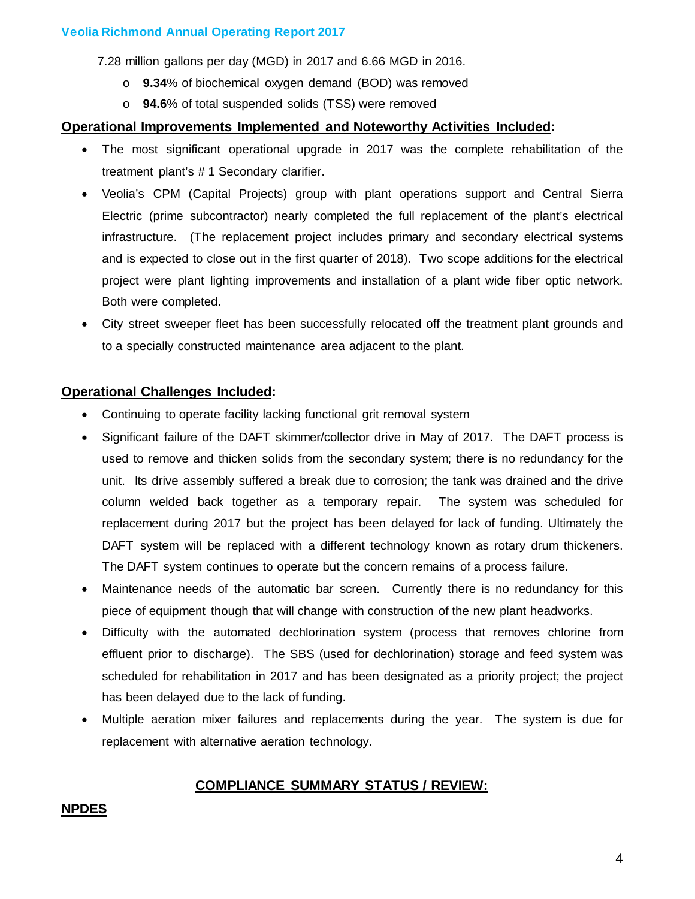7.28 million gallons per day (MGD) in 2017 and 6.66 MGD in 2016.

- **9.34**% of biochemical oxygen demand (BOD) was removed
- **94.6**% of total suspended solids (TSS) were removed

**Operational Improvements Implemented and Noteworthy Activities Included:**

- The most significant operational upgrade in 2017 was the complete rehabilitation of the treatment plant's # 1 Secondary clarifier.
- Veolia's CPM (Capital Projects) group with plant operations support and Central Sierra Electric (prime subcontractor) nearly completed the full replacement of the plant's electrical infrastructure. (The replacement project includes primary and secondary electrical systems and is expected to close out in the first quarter of 2018). Two scope additions for the electrical project were plant lighting improvements and installation of a plant wide fiber optic network. Both were completed.
- City street sweeper fleet has been successfully relocated off the treatment plant grounds and to a specially constructed maintenance area adjacent to the plant.

**Operational Challenges Included:**

- Continuing to operate facility lacking functional grit removal system
- Significant failure of the DAFT skimmer/collector drive in May of 2017. The DAFT process is used to remove and thicken solids from the secondary system; there is no redundancy for the unit. Its drive assembly suffered a break due to corrosion; the tank was drained and the drive column welded back together as a temporary repair. The system was scheduled for replacement during 2017 but the project has been delayed for lack of funding. Ultimately the DAFT system will be replaced with a different technology known as rotary drum thickeners. The DAFT system continues to operate but the concern remains of a process failure.
- Maintenance needs of the automatic bar screen. Currently there is no redundancy for this piece of equipment though that will change with construction of the new plant headworks.
- Difficulty with the automated dechlorination system (process that removes chlorine from effluent prior to discharge). The SBS (used for dechlorination) storage and feed system was scheduled for rehabilitation in 2017 and has been designated as a priority project; the project has been delayed due to the lack of funding.
- Multiple aeration mixer failures and replacements during the year. The system is due for replacement with alternative aeration technology.

## COMPLIANCE SUMMARY STATUS / REVIEW:

### NPDES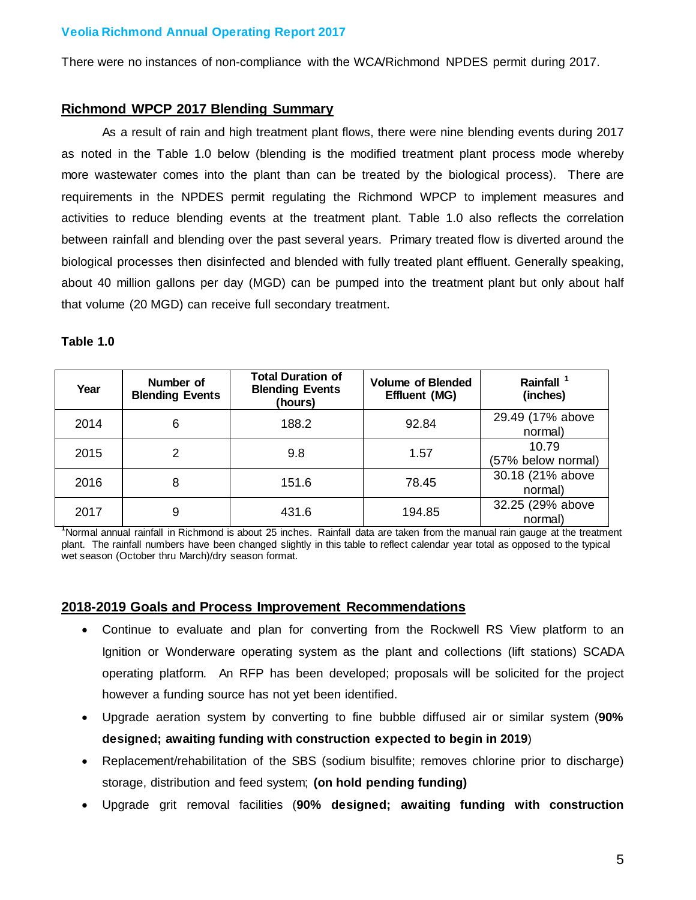There were no instances of non-compliance with the WCA/Richmond NPDES permit during 2017.

## Richmond WPCP 2017 Blending Summary

As a result of rain and high treatment plant flows, there were nine blending events during 2017 as noted in the Table 1.0 below (blending is the modified treatment plant process mode whereby more wastewater comes into the plant than can be treated by the biological process). There are requirements in the NPDES permit regulating the Richmond WPCP to implement measures and activities to reduce blending events at the treatment plant. Table 1.0 also reflects the correlation between rainfall and blending over the past several years. Primary treated flow is diverted around the biological processes then disinfected and blended with fully treated plant effluent. Generally speaking, about 40 million gallons per day (MGD) can be pumped into the treatment plant but only about half that volume (20 MGD) can receive full secondary treatment.

**Table 1.0**

| Year | Number of Blending Events | Total Duration of Blending Events (hours) | Volume of Blended Effluent (MG) | Rainfall [1] (inches) |
|---|---|---|---|---|
| 2014 | 6 | 188.2 | 92.84 | 29.49 (17% above normal) |
| 2015 | 2 | 9.8 | 1.57 | 10.79 (57% below normal) |
| 2016 | 8 | 151.6 | 78.45 | 30.18 (21% above normal) |
| 2017 | 9 | 431.6 | 194.85 | 32.25 (29% above normal) |

[1]Normal annual rainfall in Richmond is about 25 inches. Rainfall data are taken from the manual rain gauge at the treatment plant. The rainfall numbers have been changed slightly in this table to reflect calendar year total as opposed to the typical wet season (October thru March)/dry season format.

## 2018-2019 Goals and Process Improvement Recommendations

- Continue to evaluate and plan for converting from the Rockwell RS View platform to an Ignition or Wonderware operating system as the plant and collections (lift stations) SCADA operating platform. An RFP has been developed; proposals will be solicited for the project however a funding source has not yet been identified.
- Upgrade aeration system by converting to fine bubble diffused air or similar system (**90% designed; awaiting funding with construction expected to begin in 2019**)
- Replacement/rehabilitation of the SBS (sodium bisulfite; removes chlorine prior to discharge) storage, distribution and feed system; **(on hold pending funding)**
- Upgrade grit removal facilities (**90% designed; awaiting funding with construction**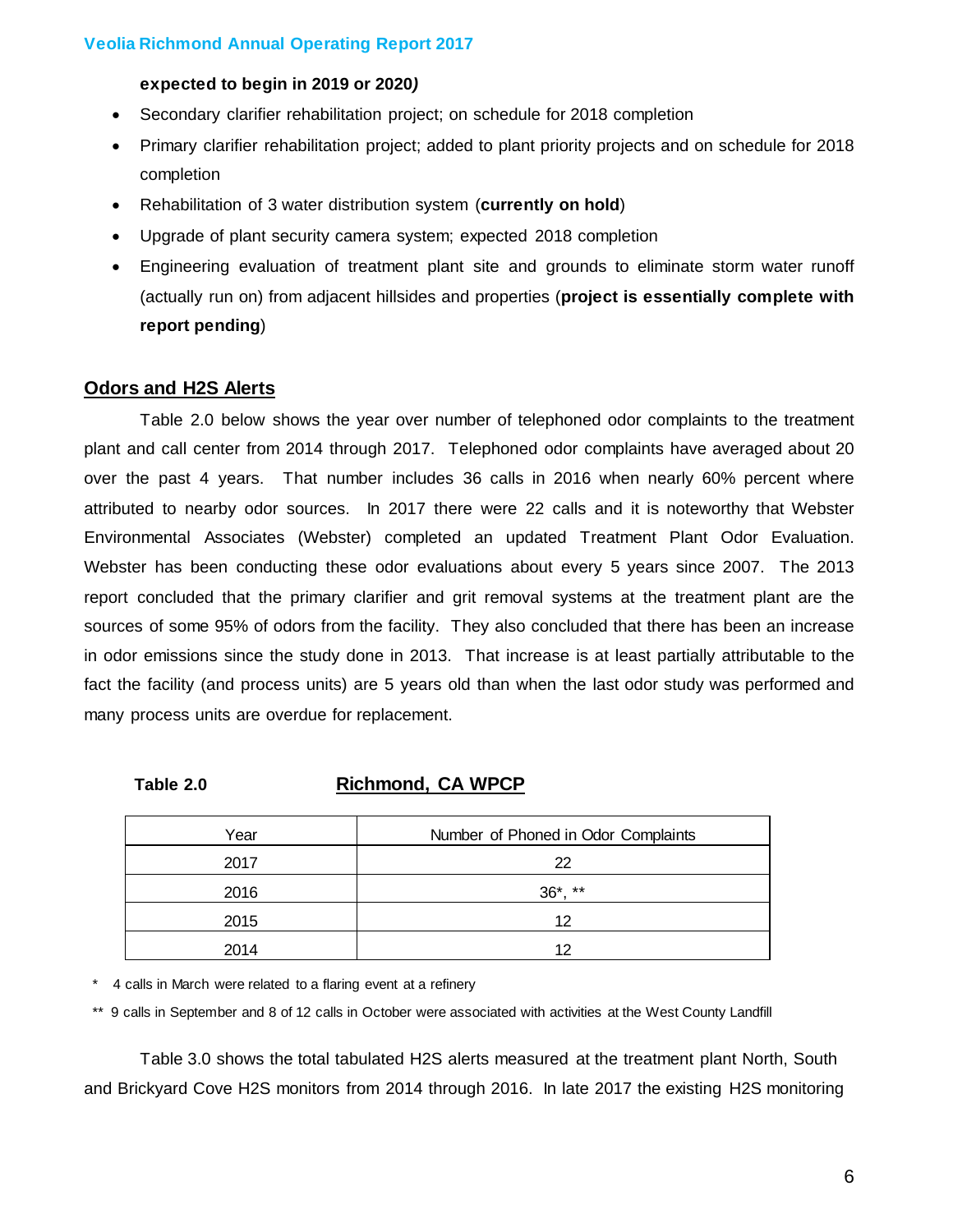**expected to begin in 2019 or 2020*)***

- Secondary clarifier rehabilitation project; on schedule for 2018 completion
- Primary clarifier rehabilitation project; added to plant priority projects and on schedule for 2018 completion
- Rehabilitation of 3 water distribution system (**currently on hold**)
- Upgrade of plant security camera system; expected 2018 completion
- Engineering evaluation of treatment plant site and grounds to eliminate storm water runoff (actually run on) from adjacent hillsides and properties (**project is essentially complete with report pending**)

## Odors and H2S Alerts

Table 2.0 below shows the year over number of telephoned odor complaints to the treatment plant and call center from 2014 through 2017. Telephoned odor complaints have averaged about 20 over the past 4 years. That number includes 36 calls in 2016 when nearly 60% percent where attributed to nearby odor sources. In 2017 there were 22 calls and it is noteworthy that Webster Environmental Associates (Webster) completed an updated Treatment Plant Odor Evaluation. Webster has been conducting these odor evaluations about every 5 years since 2007. The 2013 report concluded that the primary clarifier and grit removal systems at the treatment plant are the sources of some 95% of odors from the facility. They also concluded that there has been an increase in odor emissions since the study done in 2013. That increase is at least partially attributable to the fact the facility (and process units) are 5 years old than when the last odor study was performed and many process units are overdue for replacement.

**Table 2.0** **Richmond, CA WPCP**

| Year | Number of Phoned in Odor Complaints |
|---|---|
| 2017 | 22 |
| 2016 | 36*, ** |
| 2015 | 12 |
| 2014 | 12 |

\* 4 calls in March were related to a flaring event at a refinery

\** 9 calls in September and 8 of 12 calls in October were associated with activities at the West County Landfill

Table 3.0 shows the total tabulated H2S alerts measured at the treatment plant North, South and Brickyard Cove H2S monitors from 2014 through 2016. In late 2017 the existing H2S monitoring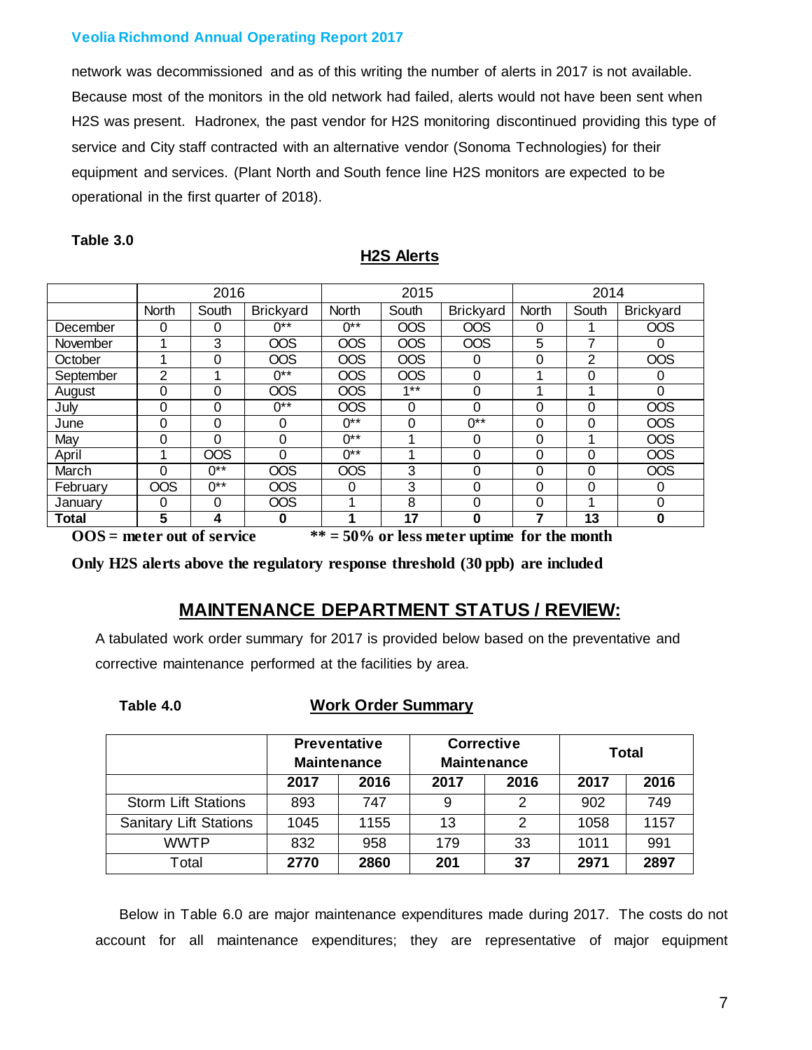network was decommissioned and as of this writing the number of alerts in 2017 is not available. Because most of the monitors in the old network had failed, alerts would not have been sent when $H_2S$ was present. Hadronex, the past vendor for $H_2S$ monitoring discontinued providing this type of service and City staff contracted with an alternative vendor (Sonoma Technologies) for their equipment and services. (Plant North and South fence line $H_2S$ monitors are expected to be operational in the first quarter of 2018).

**Table 3.0**

**$H_2S$ Alerts**

| | 2016 | | | 2015 | | | 2014 | | |
|---|---|---|---|---|---|---|---|---|---|
| | North | South | Brickyard | North | South | Brickyard | North | South | Brickyard |
| December | 0 | 0 | 0** | 0** | OOS | OOS | 0 | 1 | OOS |
| November | 1 | 3 | OOS | OOS | OOS | OOS | 5 | 7 | 0 |
| October | 1 | 0 | OOS | OOS | OOS | 0 | 0 | 2 | OOS |
| September | 2 | 1 | 0** | OOS | OOS | 0 | 1 | 0 | 0 |
| August | 0 | 0 | OOS | OOS | 1** | 0 | 1 | 1 | 0 |
| July | 0 | 0 | 0** | OOS | 0 | 0 | 0 | 0 | OOS |
| June | 0 | 0 | 0 | 0** | 0 | 0** | 0 | 0 | OOS |
| May | 0 | 0 | 0 | 0** | 1 | 0 | 0 | 1 | OOS |
| April | 1 | OOS | 0 | 0** | 1 | 0 | 0 | 0 | OOS |
| March | 0 | 0** | OOS | OOS | 3 | 0 | 0 | 0 | OOS |
| February | OOS | 0** | OOS | 0 | 3 | 0 | 0 | 0 | 0 |
| January | 0 | 0 | OOS | 1 | 8 | 0 | 0 | 1 | 0 |
| **Total** | **5** | **4** | **0** | **1** | **17** | **0** | **7** | **13** | **0** |

**OOS = meter out of service** **** = 50% or less meter uptime for the month**

**Only $H_2S$ alerts above the regulatory response threshold (30 ppb) are included**

## MAINTENANCE DEPARTMENT STATUS / REVIEW:

A tabulated work order summary for 2017 is provided below based on the preventative and corrective maintenance performed at the facilities by area.

**Table 4.0** **Work Order Summary**

| | Preventative Maintenance | | Corrective Maintenance | | Total | |
|---|---|---|---|---|---|---|
| | **2017** | **2016** | **2017** | **2016** | **2017** | **2016** |
| Storm Lift Stations | 893 | 747 | 9 | 2 | 902 | 749 |
| Sanitary Lift Stations | 1045 | 1155 | 13 | 2 | 1058 | 1157 |
| WWTP | 832 | 958 | 179 | 33 | 1011 | 991 |
| Total | **2770** | **2860** | **201** | **37** | **2971** | **2897** |

Below in Table 6.0 are major maintenance expenditures made during 2017. The costs do not account for all maintenance expenditures; they are representative of major equipment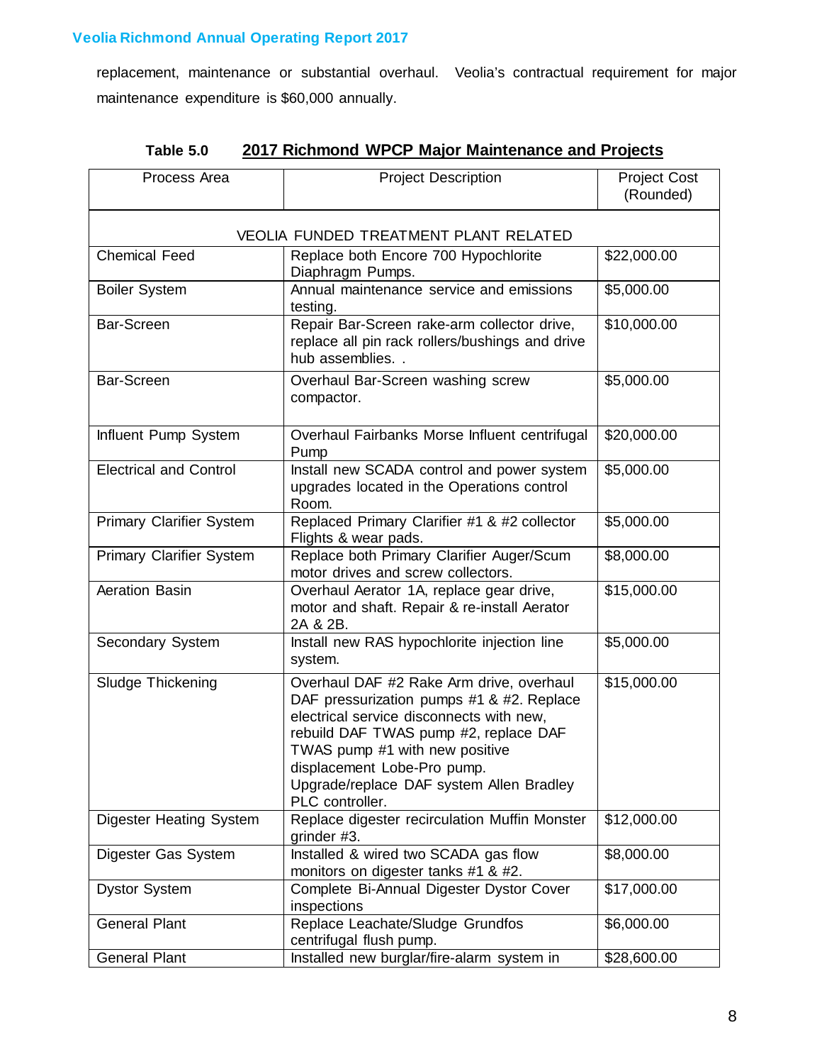replacement, maintenance or substantial overhaul. Veolia's contractual requirement for major maintenance expenditure is $60,000 annually.

**Table 5.0 2017 Richmond WPCP Major Maintenance and Projects**

| Process Area | Project Description | Project Cost (Rounded) |
|---|---|---|
| VEOLIA FUNDED TREATMENT PLANT RELATED | | |
| Chemical Feed | Replace both Encore 700 Hypochlorite Diaphragm Pumps. | $22,000.00 |
| Boiler System | Annual maintenance service and emissions testing. | $5,000.00 |
| Bar-Screen | Repair Bar-Screen rake-arm collector drive, replace all pin rack rollers/bushings and drive hub assemblies. . | $10,000.00 |
| Bar-Screen | Overhaul Bar-Screen washing screw compactor. | $5,000.00 |
| Influent Pump System | Overhaul Fairbanks Morse Influent centrifugal Pump | $20,000.00 |
| Electrical and Control | Install new SCADA control and power system upgrades located in the Operations control Room. | $5,000.00 |
| Primary Clarifier System | Replaced Primary Clarifier #1 & #2 collector Flights & wear pads. | $5,000.00 |
| Primary Clarifier System | Replace both Primary Clarifier Auger/Scum motor drives and screw collectors. | $8,000.00 |
| Aeration Basin | Overhaul Aerator 1A, replace gear drive, motor and shaft. Repair & re-install Aerator 2A & 2B. | $15,000.00 |
| Secondary System | Install new RAS hypochlorite injection line system. | $5,000.00 |
| Sludge Thickening | Overhaul DAF #2 Rake Arm drive, overhaul DAF pressurization pumps #1 & #2. Replace electrical service disconnects with new, rebuild DAF TWAS pump #2, replace DAF TWAS pump #1 with new positive displacement Lobe-Pro pump. Upgrade/replace DAF system Allen Bradley PLC controller. | $15,000.00 |
| Digester Heating System | Replace digester recirculation Muffin Monster grinder #3. | $12,000.00 |
| Digester Gas System | Installed & wired two SCADA gas flow monitors on digester tanks #1 & #2. | $8,000.00 |
| Dystor System | Complete Bi-Annual Digester Dystor Cover inspections | $17,000.00 |
| General Plant | Replace Leachate/Sludge Grundfos centrifugal flush pump. | $6,000.00 |
| General Plant | Installed new burglar/fire-alarm system in | $28,600.00 |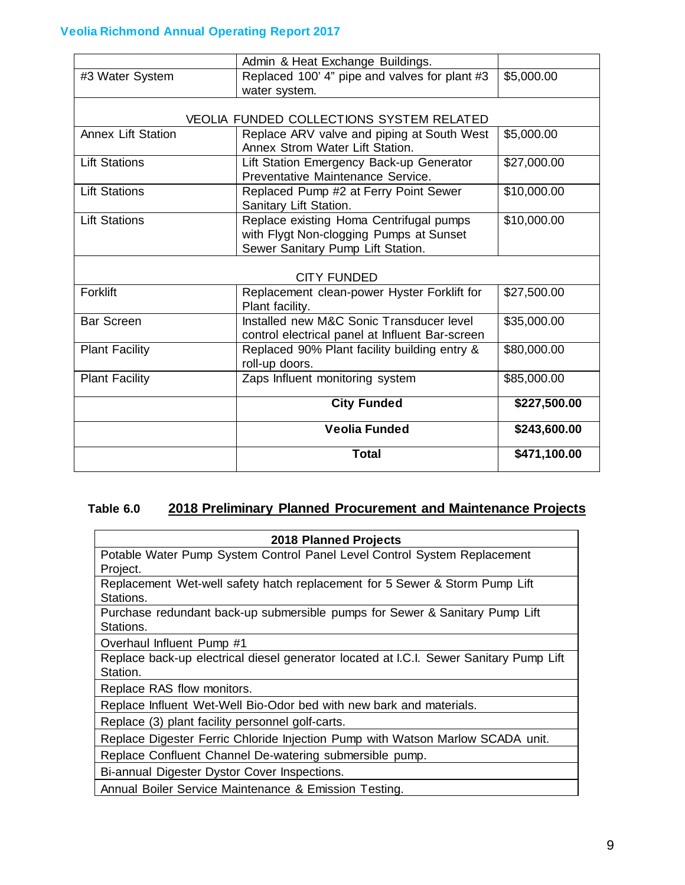| | | |
|---|---|---|
| | Admin & Heat Exchange Buildings. | |
| #3 Water System | Replaced 100' 4" pipe and valves for plant #3 water system. | $5,000.00 |
| | VEOLIA FUNDED COLLECTIONS SYSTEM RELATED | |
| Annex Lift Station | Replace ARV valve and piping at South West Annex Strom Water Lift Station. | $5,000.00 |
| Lift Stations | Lift Station Emergency Back-up Generator Preventative Maintenance Service. | $27,000.00 |
| Lift Stations | Replaced Pump #2 at Ferry Point Sewer Sanitary Lift Station. | $10,000.00 |
| Lift Stations | Replace existing Homa Centrifugal pumps with Flygt Non-clogging Pumps at Sunset Sewer Sanitary Pump Lift Station. | $10,000.00 |
| | CITY FUNDED | |
| Forklift | Replacement clean-power Hyster Forklift for Plant facility. | $27,500.00 |
| Bar Screen | Installed new M&C Sonic Transducer level control electrical panel at Influent Bar-screen | $35,000.00 |
| Plant Facility | Replaced 90% Plant facility building entry & roll-up doors. | $80,000.00 |
| Plant Facility | Zaps Influent monitoring system | $85,000.00 |
| | **City Funded** | **$227,500.00** |
| | **Veolia Funded** | **$243,600.00** |
| | **Total** | **$471,100.00** |

**Table 6.0 2018 Preliminary Planned Procurement and Maintenance Projects**

| 2018 Planned Projects |
|---|
| Potable Water Pump System Control Panel Level Control System Replacement Project. |
| Replacement Wet-well safety hatch replacement for 5 Sewer & Storm Pump Lift Stations. |
| Purchase redundant back-up submersible pumps for Sewer & Sanitary Pump Lift Stations. |
| Overhaul Influent Pump #1 |
| Replace back-up electrical diesel generator located at I.C.I. Sewer Sanitary Pump Lift Station. |
| Replace RAS flow monitors. |
| Replace Influent Wet-Well Bio-Odor bed with new bark and materials. |
| Replace (3) plant facility personnel golf-carts. |
| Replace Digester Ferric Chloride Injection Pump with Watson Marlow SCADA unit. |
| Replace Confluent Channel De-watering submersible pump. |
| Bi-annual Digester Dystor Cover Inspections. |
| Annual Boiler Service Maintenance & Emission Testing. |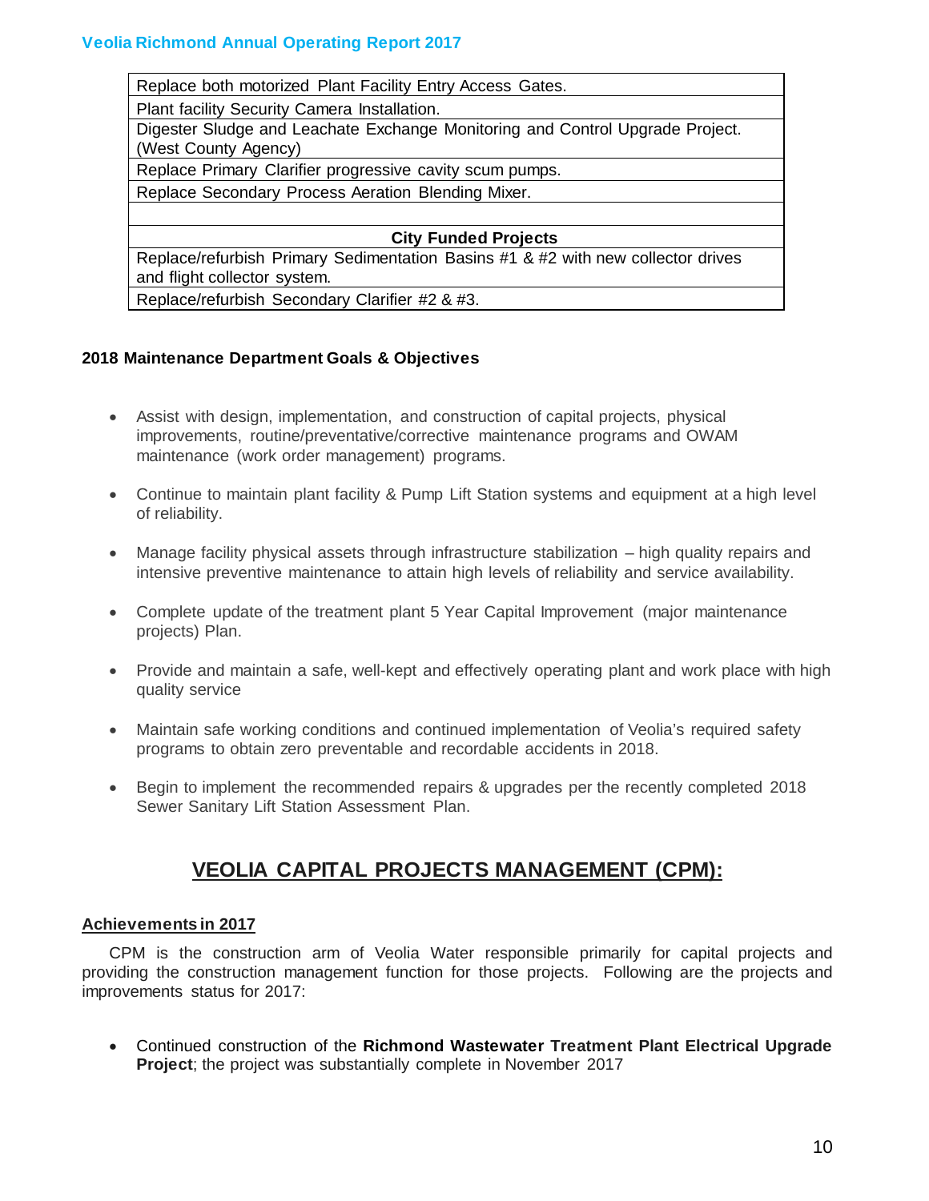| Replace both motorized Plant Facility Entry Access Gates. |
|---|
| Plant facility Security Camera Installation. |
| Digester Sludge and Leachate Exchange Monitoring and Control Upgrade Project. (West County Agency) |
| Replace Primary Clarifier progressive cavity scum pumps. |
| Replace Secondary Process Aeration Blending Mixer. |
| |
| **City Funded Projects** |
| Replace/refurbish Primary Sedimentation Basins #1 & #2 with new collector drives and flight collector system. |
| Replace/refurbish Secondary Clarifier #2 & #3. |

**2018 Maintenance Department Goals & Objectives**

- Assist with design, implementation, and construction of capital projects, physical improvements, routine/preventative/corrective maintenance programs and OWAM maintenance (work order management) programs.
- Continue to maintain plant facility & Pump Lift Station systems and equipment at a high level of reliability.
- Manage facility physical assets through infrastructure stabilization – high quality repairs and intensive preventive maintenance to attain high levels of reliability and service availability.
- Complete update of the treatment plant 5 Year Capital Improvement (major maintenance projects) Plan.
- Provide and maintain a safe, well-kept and effectively operating plant and work place with high quality service
- Maintain safe working conditions and continued implementation of Veolia's required safety programs to obtain zero preventable and recordable accidents in 2018.
- Begin to implement the recommended repairs & upgrades per the recently completed 2018 Sewer Sanitary Lift Station Assessment Plan.

## VEOLIA CAPITAL PROJECTS MANAGEMENT (CPM):

### Achievements in 2017

CPM is the construction arm of Veolia Water responsible primarily for capital projects and providing the construction management function for those projects. Following are the projects and improvements status for 2017:

- Continued construction of the **Richmond Wastewater Treatment Plant Electrical Upgrade Project**; the project was substantially complete in November 2017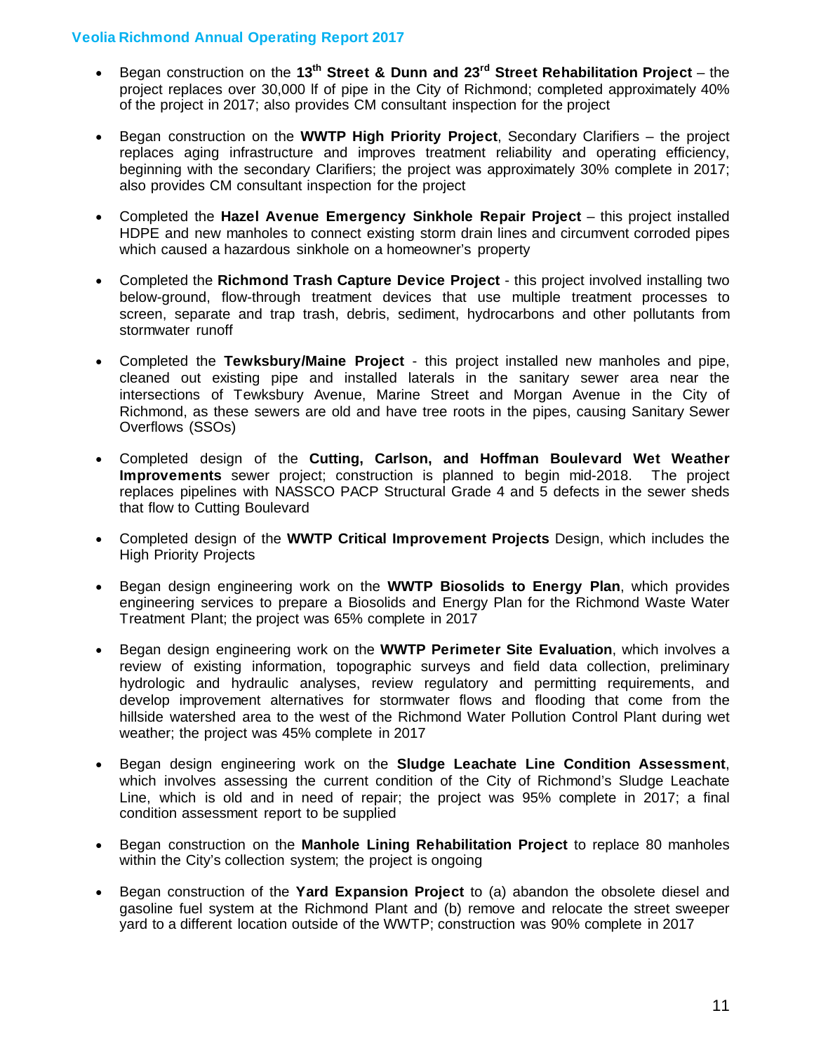- Began construction on the **13th Street & Dunn and 23rd Street Rehabilitation Project** – the project replaces over 30,000 lf of pipe in the City of Richmond; completed approximately 40% of the project in 2017; also provides CM consultant inspection for the project

- Began construction on the **WWTP High Priority Project**, Secondary Clarifiers – the project replaces aging infrastructure and improves treatment reliability and operating efficiency, beginning with the secondary Clarifiers; the project was approximately 30% complete in 2017; also provides CM consultant inspection for the project

- Completed the **Hazel Avenue Emergency Sinkhole Repair Project** – this project installed HDPE and new manholes to connect existing storm drain lines and circumvent corroded pipes which caused a hazardous sinkhole on a homeowner's property

- Completed the **Richmond Trash Capture Device Project** - this project involved installing two below-ground, flow-through treatment devices that use multiple treatment processes to screen, separate and trap trash, debris, sediment, hydrocarbons and other pollutants from stormwater runoff

- Completed the **Tewksbury/Maine Project** - this project installed new manholes and pipe, cleaned out existing pipe and installed laterals in the sanitary sewer area near the intersections of Tewksbury Avenue, Marine Street and Morgan Avenue in the City of Richmond, as these sewers are old and have tree roots in the pipes, causing Sanitary Sewer Overflows (SSOs)

- Completed design of the **Cutting, Carlson, and Hoffman Boulevard Wet Weather Improvements** sewer project; construction is planned to begin mid-2018. The project replaces pipelines with NASSCO PACP Structural Grade 4 and 5 defects in the sewer sheds that flow to Cutting Boulevard

- Completed design of the **WWTP Critical Improvement Projects** Design, which includes the High Priority Projects

- Began design engineering work on the **WWTP Biosolids to Energy Plan**, which provides engineering services to prepare a Biosolids and Energy Plan for the Richmond Waste Water Treatment Plant; the project was 65% complete in 2017

- Began design engineering work on the **WWTP Perimeter Site Evaluation**, which involves a review of existing information, topographic surveys and field data collection, preliminary hydrologic and hydraulic analyses, review regulatory and permitting requirements, and develop improvement alternatives for stormwater flows and flooding that come from the hillside watershed area to the west of the Richmond Water Pollution Control Plant during wet weather; the project was 45% complete in 2017

- Began design engineering work on the **Sludge Leachate Line Condition Assessment**, which involves assessing the current condition of the City of Richmond's Sludge Leachate Line, which is old and in need of repair; the project was 95% complete in 2017; a final condition assessment report to be supplied

- Began construction on the **Manhole Lining Rehabilitation Project** to replace 80 manholes within the City's collection system; the project is ongoing

- Began construction of the **Yard Expansion Project** to (a) abandon the obsolete diesel and gasoline fuel system at the Richmond Plant and (b) remove and relocate the street sweeper yard to a different location outside of the WWTP; construction was 90% complete in 2017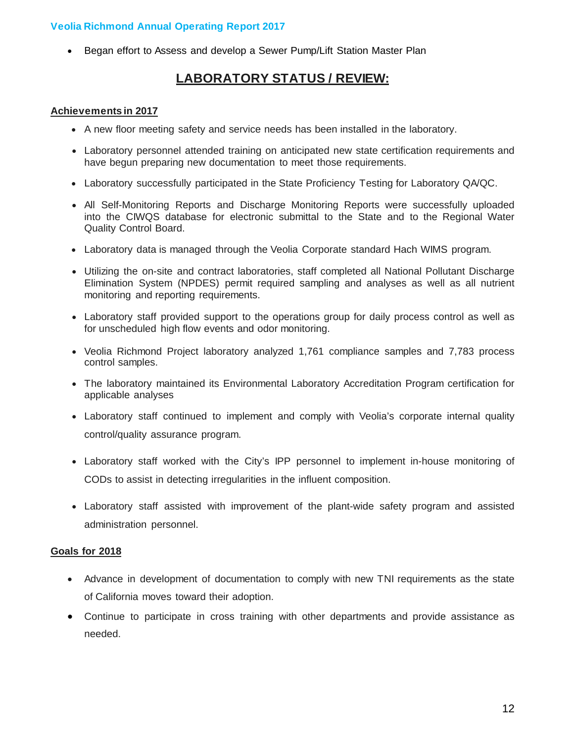- Began effort to Assess and develop a Sewer Pump/Lift Station Master Plan

## LABORATORY STATUS / REVIEW:

**Achievements in 2017**

- A new floor meeting safety and service needs has been installed in the laboratory.
- Laboratory personnel attended training on anticipated new state certification requirements and have begun preparing new documentation to meet those requirements.
- Laboratory successfully participated in the State Proficiency Testing for Laboratory QA/QC.
- All Self-Monitoring Reports and Discharge Monitoring Reports were successfully uploaded into the CIWQS database for electronic submittal to the State and to the Regional Water Quality Control Board.
- Laboratory data is managed through the Veolia Corporate standard Hach WIMS program.
- Utilizing the on-site and contract laboratories, staff completed all National Pollutant Discharge Elimination System (NPDES) permit required sampling and analyses as well as all nutrient monitoring and reporting requirements.
- Laboratory staff provided support to the operations group for daily process control as well as for unscheduled high flow events and odor monitoring.
- Veolia Richmond Project laboratory analyzed 1,761 compliance samples and 7,783 process control samples.
- The laboratory maintained its Environmental Laboratory Accreditation Program certification for applicable analyses
- Laboratory staff continued to implement and comply with Veolia's corporate internal quality control/quality assurance program.
- Laboratory staff worked with the City's IPP personnel to implement in-house monitoring of CODs to assist in detecting irregularities in the influent composition.
- Laboratory staff assisted with improvement of the plant-wide safety program and assisted administration personnel.

**Goals for 2018**

- Advance in development of documentation to comply with new TNI requirements as the state of California moves toward their adoption.
- Continue to participate in cross training with other departments and provide assistance as needed.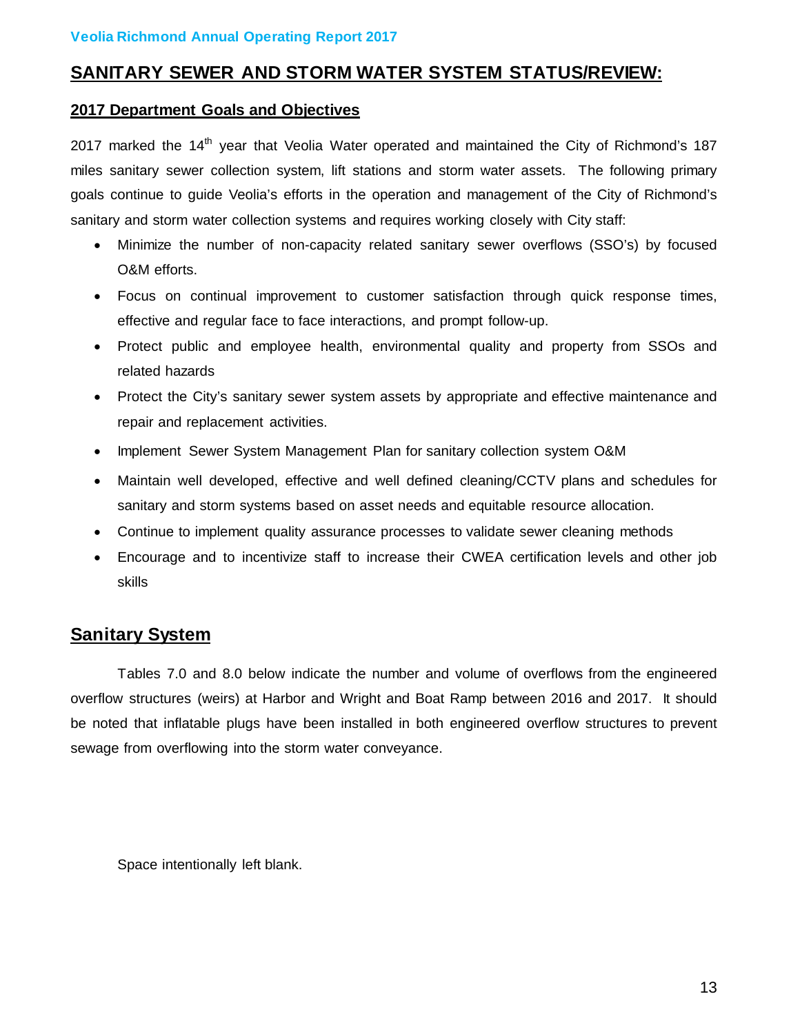## SANITARY SEWER AND STORM WATER SYSTEM STATUS/REVIEW:

### 2017 Department Goals and Objectives

2017 marked the 14th year that Veolia Water operated and maintained the City of Richmond's 187 miles sanitary sewer collection system, lift stations and storm water assets. The following primary goals continue to guide Veolia's efforts in the operation and management of the City of Richmond's sanitary and storm water collection systems and requires working closely with City staff:

- Minimize the number of non-capacity related sanitary sewer overflows (SSO's) by focused O&M efforts.
- Focus on continual improvement to customer satisfaction through quick response times, effective and regular face to face interactions, and prompt follow-up.
- Protect public and employee health, environmental quality and property from SSOs and related hazards
- Protect the City's sanitary sewer system assets by appropriate and effective maintenance and repair and replacement activities.
- Implement Sewer System Management Plan for sanitary collection system O&M
- Maintain well developed, effective and well defined cleaning/CCTV plans and schedules for sanitary and storm systems based on asset needs and equitable resource allocation.
- Continue to implement quality assurance processes to validate sewer cleaning methods
- Encourage and to incentivize staff to increase their CWEA certification levels and other job skills

## Sanitary System

Tables 7.0 and 8.0 below indicate the number and volume of overflows from the engineered overflow structures (weirs) at Harbor and Wright and Boat Ramp between 2016 and 2017. It should be noted that inflatable plugs have been installed in both engineered overflow structures to prevent sewage from overflowing into the storm water conveyance.

Space intentionally left blank.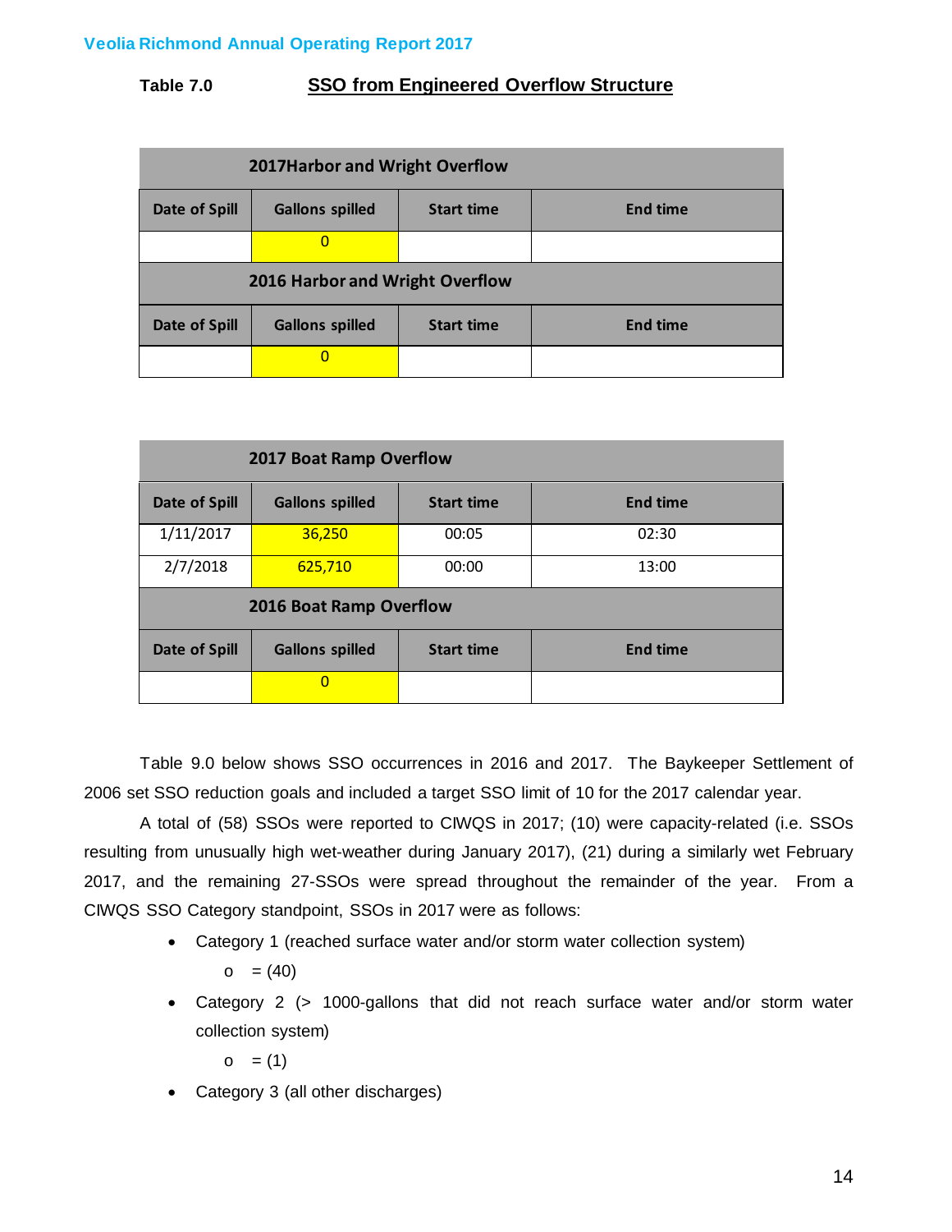**Table 7.0** **SSO from Engineered Overflow Structure**

| 2017Harbor and Wright Overflow | | | |
|---|---|---|---|
| **Date of Spill** | **Gallons spilled** | **Start time** | **End time** |
| | 0 | | |
| **2016 Harbor and Wright Overflow** | | | |
| **Date of Spill** | **Gallons spilled** | **Start time** | **End time** |
| | 0 | | |

| 2017 Boat Ramp Overflow | | | |
|---|---|---|---|
| **Date of Spill** | **Gallons spilled** | **Start time** | **End time** |
| 1/11/2017 | 36,250 | 00:05 | 02:30 |
| 2/7/2018 | 625,710 | 00:00 | 13:00 |
| **2016 Boat Ramp Overflow** | | | |
| **Date of Spill** | **Gallons spilled** | **Start time** | **End time** |
| | 0 | | |

Table 9.0 below shows SSO occurrences in 2016 and 2017. The Baykeeper Settlement of 2006 set SSO reduction goals and included a target SSO limit of 10 for the 2017 calendar year.

A total of (58) SSOs were reported to CIWQS in 2017; (10) were capacity-related (i.e. SSOs resulting from unusually high wet-weather during January 2017), (21) during a similarly wet February 2017, and the remaining 27-SSOs were spread throughout the remainder of the year. From a CIWQS SSO Category standpoint, SSOs in 2017 were as follows:

- Category 1 (reached surface water and/or storm water collection system)
  - = (40)
- Category 2 (> 1000-gallons that did not reach surface water and/or storm water collection system)
  - = (1)
- Category 3 (all other discharges)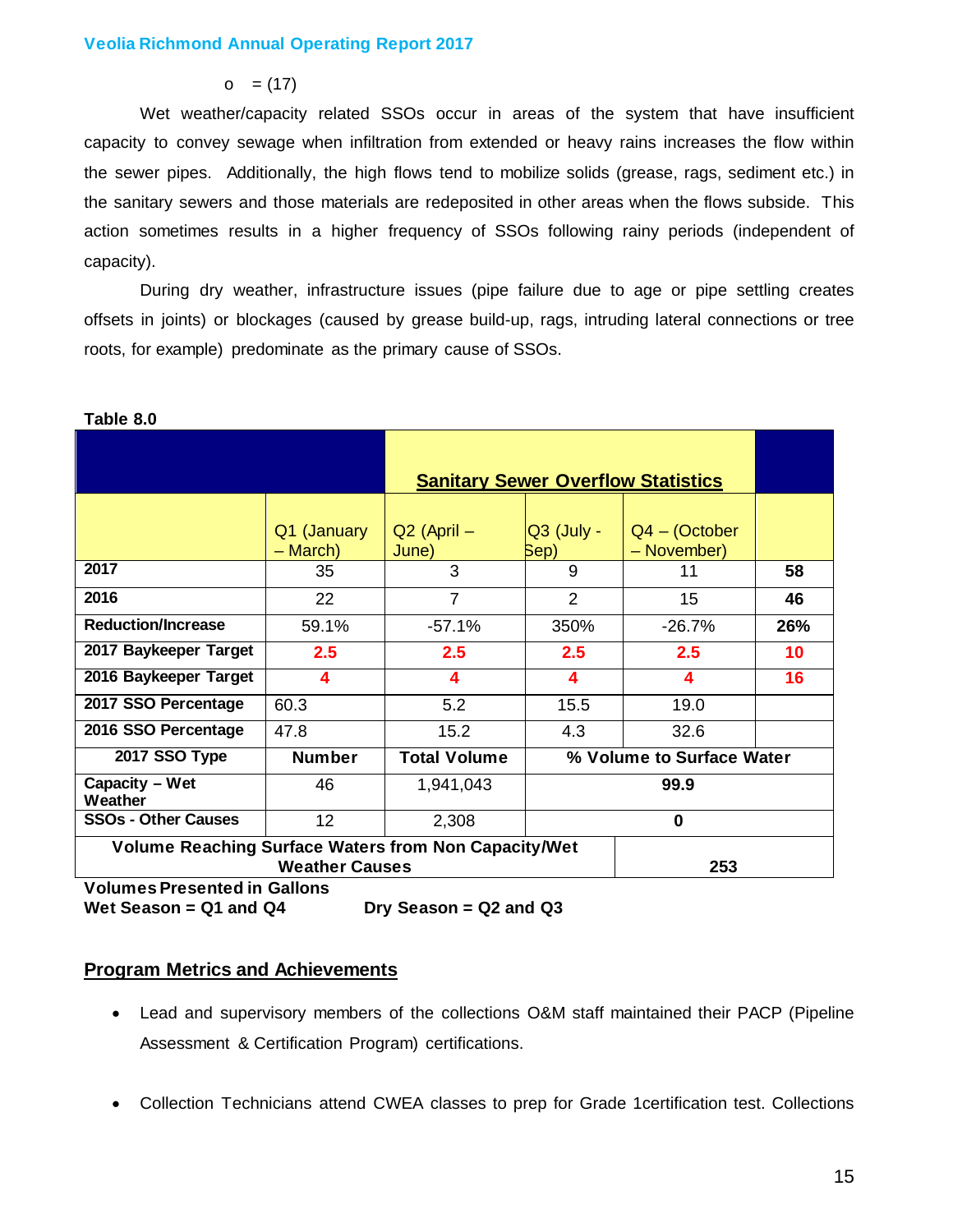- o = (17)

Wet weather/capacity related SSOs occur in areas of the system that have insufficient capacity to convey sewage when infiltration from extended or heavy rains increases the flow within the sewer pipes. Additionally, the high flows tend to mobilize solids (grease, rags, sediment etc.) in the sanitary sewers and those materials are redeposited in other areas when the flows subside. This action sometimes results in a higher frequency of SSOs following rainy periods (independent of capacity).

During dry weather, infrastructure issues (pipe failure due to age or pipe settling creates offsets in joints) or blockages (caused by grease build-up, rags, intruding lateral connections or tree roots, for example) predominate as the primary cause of SSOs.

**Table 8.0**

| | | **Sanitary Sewer Overflow Statistics** | | | |
|---|---|---|---|---|---|
| | Q1 (January – March) | Q2 (April – June) | Q3 (July - Sep) | Q4 – (October – November) | |
| **2017** | 35 | 3 | 9 | 11 | **58** |
| **2016** | 22 | 7 | 2 | 15 | **46** |
| **Reduction/Increase** | 59.1% | -57.1% | 350% | -26.7% | **26%** |
| **2017 Baykeeper Target** | **2.5** | **2.5** | **2.5** | **2.5** | **10** |
| **2016 Baykeeper Target** | **4** | **4** | **4** | **4** | **16** |
| **2017 SSO Percentage** | 60.3 | 5.2 | 15.5 | 19.0 | |
| **2016 SSO Percentage** | 47.8 | 15.2 | 4.3 | 32.6 | |
| **2017 SSO Type** | **Number** | **Total Volume** | **% Volume to Surface Water** | | |
| **Capacity – Wet Weather** | 46 | 1,941,043 | **99.9** | | |
| **SSOs - Other Causes** | 12 | 2,308 | **0** | | |
| **Volume Reaching Surface Waters from Non Capacity/Wet Weather Causes** | | | | **253** | |

**Volumes Presented in Gallons**
**Wet Season = Q1 and Q4** **Dry Season = Q2 and Q3**

## Program Metrics and Achievements

- Lead and supervisory members of the collections O&M staff maintained their PACP (Pipeline Assessment & Certification Program) certifications.
- Collection Technicians attend CWEA classes to prep for Grade 1certification test. Collections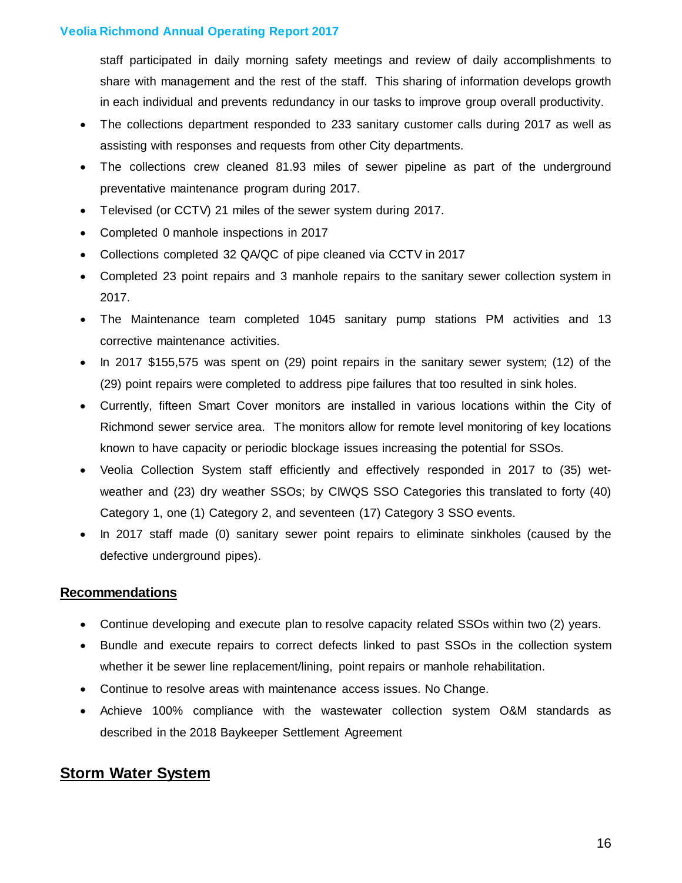staff participated in daily morning safety meetings and review of daily accomplishments to share with management and the rest of the staff. This sharing of information develops growth in each individual and prevents redundancy in our tasks to improve group overall productivity.

- The collections department responded to 233 sanitary customer calls during 2017 as well as assisting with responses and requests from other City departments.
- The collections crew cleaned 81.93 miles of sewer pipeline as part of the underground preventative maintenance program during 2017.
- Televised (or CCTV) 21 miles of the sewer system during 2017.
- Completed 0 manhole inspections in 2017
- Collections completed 32 QA/QC of pipe cleaned via CCTV in 2017
- Completed 23 point repairs and 3 manhole repairs to the sanitary sewer collection system in 2017.
- The Maintenance team completed 1045 sanitary pump stations PM activities and 13 corrective maintenance activities.
- In 2017 $155,575 was spent on (29) point repairs in the sanitary sewer system; (12) of the (29) point repairs were completed to address pipe failures that too resulted in sink holes.
- Currently, fifteen Smart Cover monitors are installed in various locations within the City of Richmond sewer service area. The monitors allow for remote level monitoring of key locations known to have capacity or periodic blockage issues increasing the potential for SSOs.
- Veolia Collection System staff efficiently and effectively responded in 2017 to (35) wet-weather and (23) dry weather SSOs; by CIWQS SSO Categories this translated to forty (40) Category 1, one (1) Category 2, and seventeen (17) Category 3 SSO events.
- In 2017 staff made (0) sanitary sewer point repairs to eliminate sinkholes (caused by the defective underground pipes).

## Recommendations

- Continue developing and execute plan to resolve capacity related SSOs within two (2) years.
- Bundle and execute repairs to correct defects linked to past SSOs in the collection system whether it be sewer line replacement/lining, point repairs or manhole rehabilitation.
- Continue to resolve areas with maintenance access issues. No Change.
- Achieve 100% compliance with the wastewater collection system O&M standards as described in the 2018 Baykeeper Settlement Agreement

# Storm Water System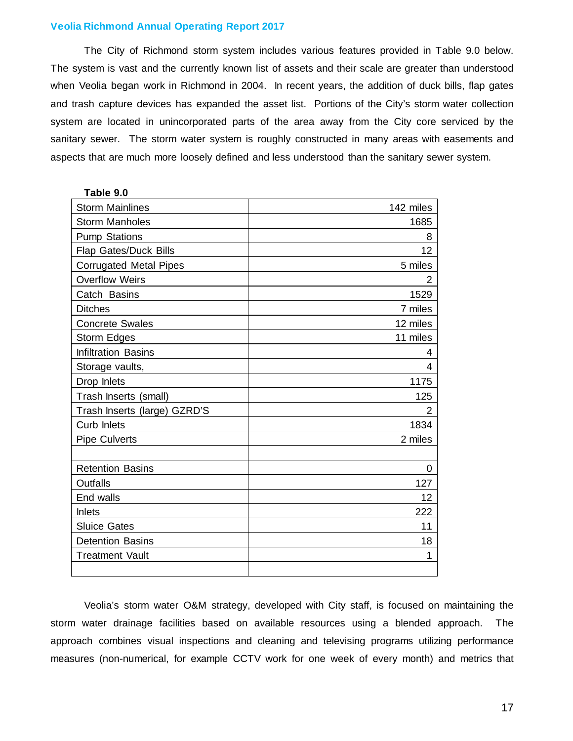The City of Richmond storm system includes various features provided in Table 9.0 below. The system is vast and the currently known list of assets and their scale are greater than understood when Veolia began work in Richmond in 2004. In recent years, the addition of duck bills, flap gates and trash capture devices has expanded the asset list. Portions of the City's storm water collection system are located in unincorporated parts of the area away from the City core serviced by the sanitary sewer. The storm water system is roughly constructed in many areas with easements and aspects that are much more loosely defined and less understood than the sanitary sewer system.

**Table 9.0**

| | |
|---|---:|
| Storm Mainlines | 142 miles |
| Storm Manholes | 1685 |
| Pump Stations | 8 |
| Flap Gates/Duck Bills | 12 |
| Corrugated Metal Pipes | 5 miles |
| Overflow Weirs | 2 |
| Catch Basins | 1529 |
| Ditches | 7 miles |
| Concrete Swales | 12 miles |
| Storm Edges | 11 miles |
| Infiltration Basins | 4 |
| Storage vaults, | 4 |
| Drop Inlets | 1175 |
| Trash Inserts (small) | 125 |
| Trash Inserts (large) GZRD'S | 2 |
| Curb Inlets | 1834 |
| Pipe Culverts | 2 miles |
| | |
| Retention Basins | 0 |
| Outfalls | 127 |
| End walls | 12 |
| Inlets | 222 |
| Sluice Gates | 11 |
| Detention Basins | 18 |
| Treatment Vault | 1 |
| | |

Veolia's storm water O&M strategy, developed with City staff, is focused on maintaining the storm water drainage facilities based on available resources using a blended approach. The approach combines visual inspections and cleaning and televising programs utilizing performance measures (non-numerical, for example CCTV work for one week of every month) and metrics that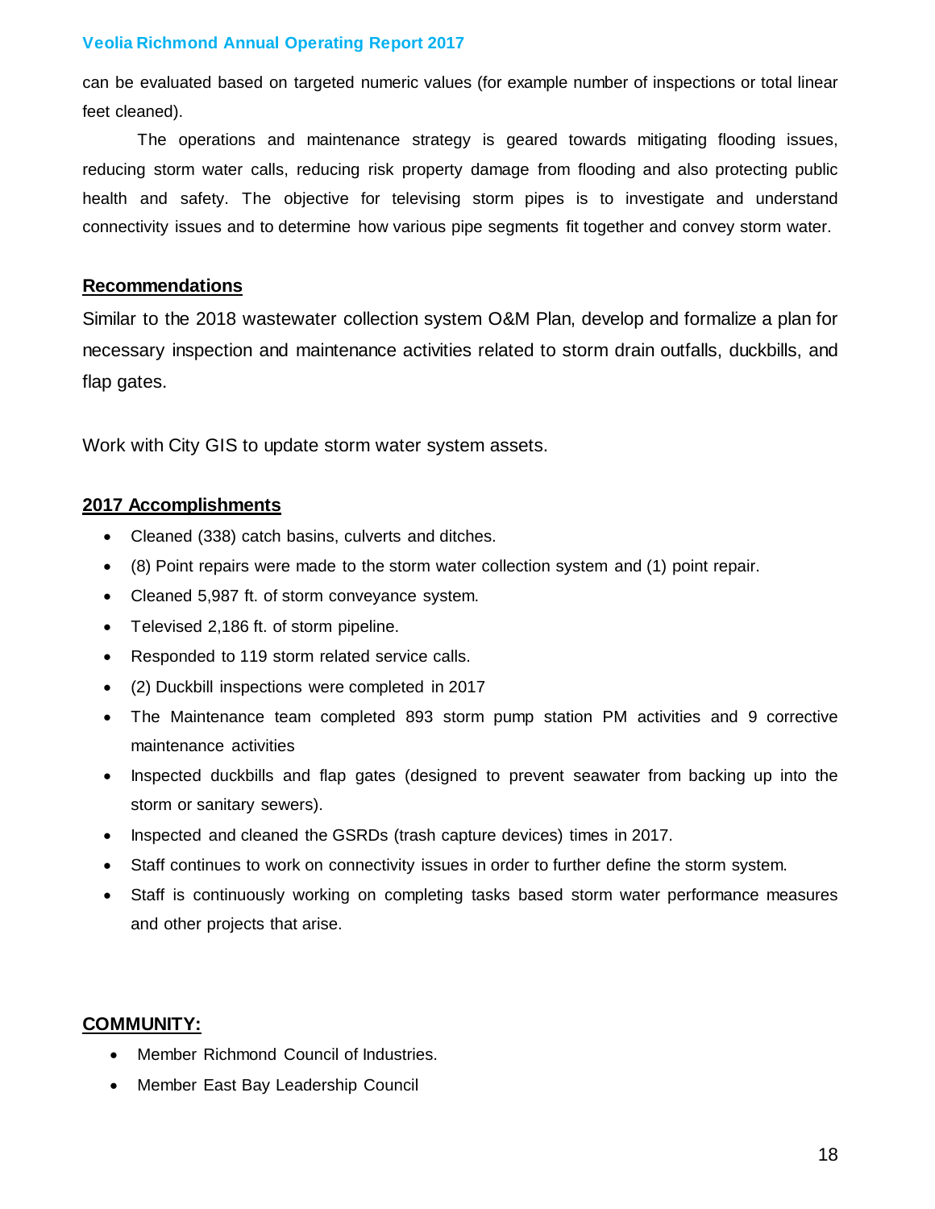can be evaluated based on targeted numeric values (for example number of inspections or total linear feet cleaned).

The operations and maintenance strategy is geared towards mitigating flooding issues, reducing storm water calls, reducing risk property damage from flooding and also protecting public health and safety. The objective for televising storm pipes is to investigate and understand connectivity issues and to determine how various pipe segments fit together and convey storm water.

## Recommendations

Similar to the 2018 wastewater collection system O&M Plan, develop and formalize a plan for necessary inspection and maintenance activities related to storm drain outfalls, duckbills, and flap gates.

Work with City GIS to update storm water system assets.

## 2017 Accomplishments

- Cleaned (338) catch basins, culverts and ditches.
- (8) Point repairs were made to the storm water collection system and (1) point repair.
- Cleaned 5,987 ft. of storm conveyance system.
- Televised 2,186 ft. of storm pipeline.
- Responded to 119 storm related service calls.
- (2) Duckbill inspections were completed in 2017
- The Maintenance team completed 893 storm pump station PM activities and 9 corrective maintenance activities
- Inspected duckbills and flap gates (designed to prevent seawater from backing up into the storm or sanitary sewers).
- Inspected and cleaned the GSRDs (trash capture devices) times in 2017.
- Staff continues to work on connectivity issues in order to further define the storm system.
- Staff is continuously working on completing tasks based storm water performance measures and other projects that arise.

## COMMUNITY:

- Member Richmond Council of Industries.
- Member East Bay Leadership Council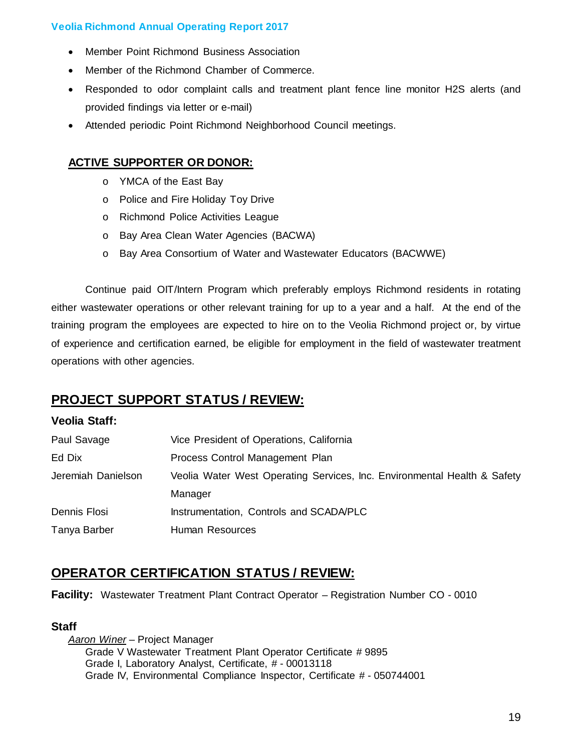- Member Point Richmond Business Association
- Member of the Richmond Chamber of Commerce.
- Responded to odor complaint calls and treatment plant fence line monitor H2S alerts (and provided findings via letter or e-mail)
- Attended periodic Point Richmond Neighborhood Council meetings.

**ACTIVE SUPPORTER OR DONOR:**

- YMCA of the East Bay
- Police and Fire Holiday Toy Drive
- Richmond Police Activities League
- Bay Area Clean Water Agencies (BACWA)
- Bay Area Consortium of Water and Wastewater Educators (BACWWE)

Continue paid OIT/Intern Program which preferably employs Richmond residents in rotating either wastewater operations or other relevant training for up to a year and a half. At the end of the training program the employees are expected to hire on to the Veolia Richmond project or, by virtue of experience and certification earned, be eligible for employment in the field of wastewater treatment operations with other agencies.

## PROJECT SUPPORT STATUS / REVIEW:

**Veolia Staff:**

| | |
|---|---|
| Paul Savage | Vice President of Operations, California |
| Ed Dix | Process Control Management Plan |
| Jeremiah Danielson | Veolia Water West Operating Services, Inc. Environmental Health & Safety Manager |
| Dennis Flosi | Instrumentation, Controls and SCADA/PLC |
| Tanya Barber | Human Resources |

## OPERATOR CERTIFICATION STATUS / REVIEW:

**Facility:** Wastewater Treatment Plant Contract Operator – Registration Number CO - 0010

**Staff**

*Aaron Winer* – Project Manager
Grade V Wastewater Treatment Plant Operator Certificate # 9895
Grade I, Laboratory Analyst, Certificate, # - 00013118
Grade IV, Environmental Compliance Inspector, Certificate # - 050744001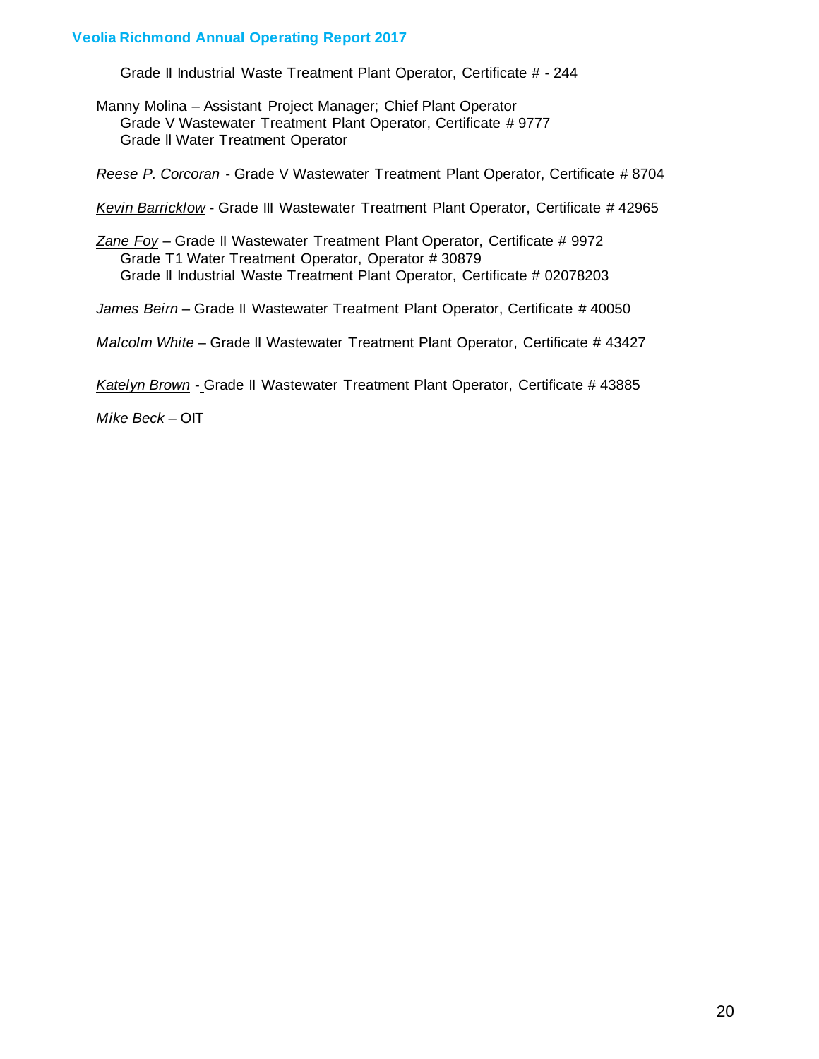Grade II Industrial Waste Treatment Plant Operator, Certificate # - 244

Manny Molina – Assistant Project Manager; Chief Plant Operator
Grade V Wastewater Treatment Plant Operator, Certificate # 9777
Grade II Water Treatment Operator

*Reese P. Corcoran* - Grade V Wastewater Treatment Plant Operator, Certificate # 8704

*Kevin Barricklow* - Grade III Wastewater Treatment Plant Operator, Certificate # 42965

*Zane Foy* – Grade II Wastewater Treatment Plant Operator, Certificate # 9972
Grade T1 Water Treatment Operator, Operator # 30879
Grade II Industrial Waste Treatment Plant Operator, Certificate # 02078203

*James Beirn* – Grade II Wastewater Treatment Plant Operator, Certificate # 40050

*Malcolm White* – Grade II Wastewater Treatment Plant Operator, Certificate # 43427

*Katelyn Brown* - Grade II Wastewater Treatment Plant Operator, Certificate # 43885

*Mike Beck* – OIT